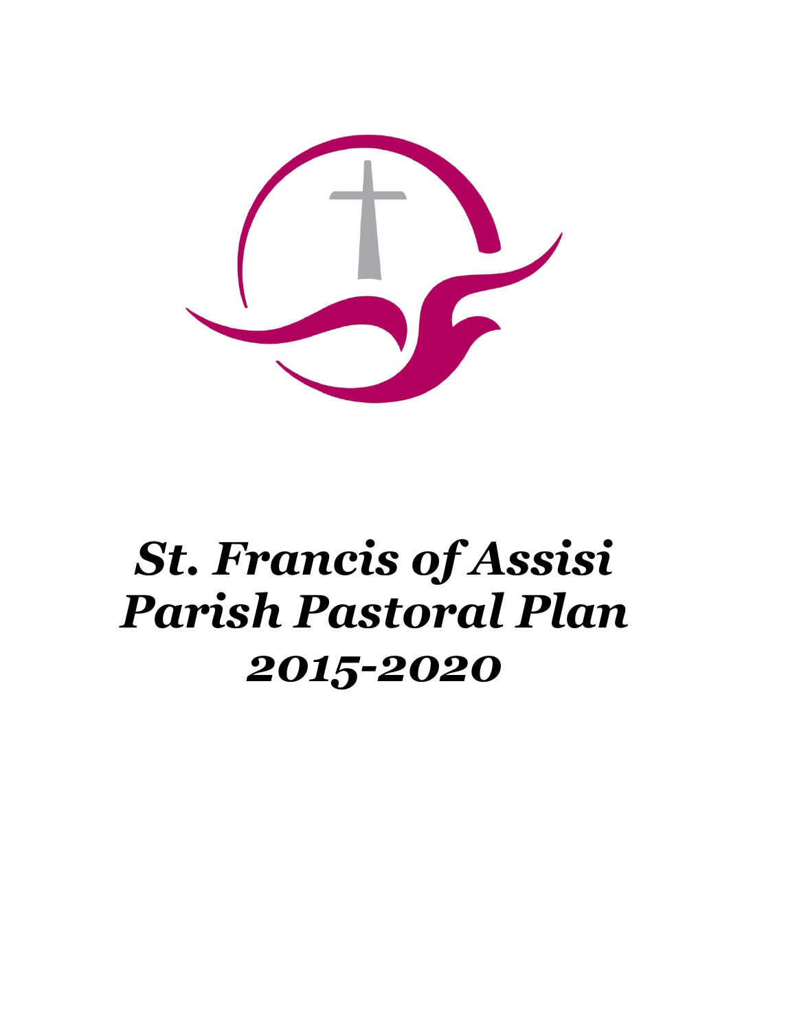# *St. Francis of Assisi Parish Pastoral Plan 2015-2020*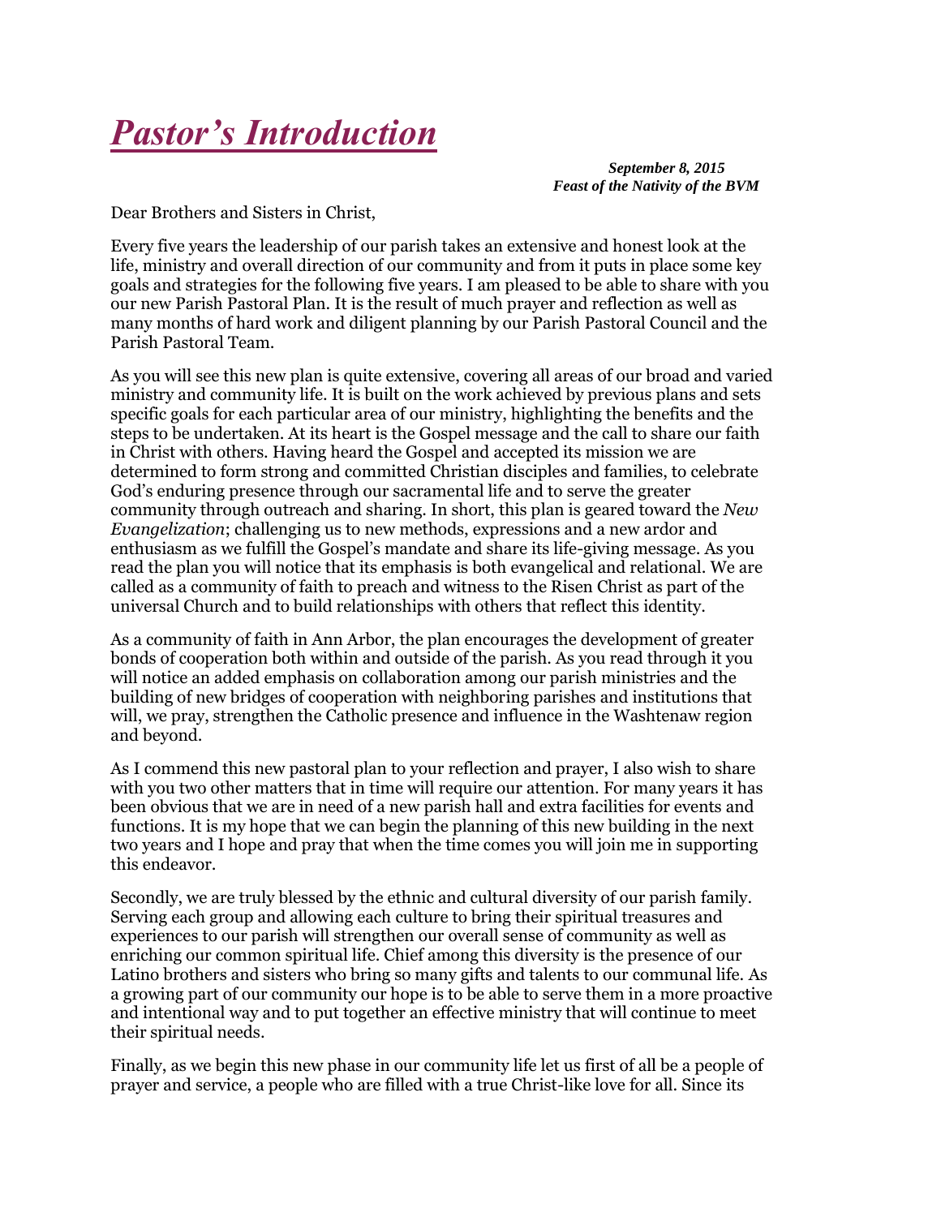# *Pastor's Introduction*

***September 8, 2015***
***Feast of the Nativity of the BVM***

Dear Brothers and Sisters in Christ,

Every five years the leadership of our parish takes an extensive and honest look at the life, ministry and overall direction of our community and from it puts in place some key goals and strategies for the following five years. I am pleased to be able to share with you our new Parish Pastoral Plan. It is the result of much prayer and reflection as well as many months of hard work and diligent planning by our Parish Pastoral Council and the Parish Pastoral Team.

As you will see this new plan is quite extensive, covering all areas of our broad and varied ministry and community life. It is built on the work achieved by previous plans and sets specific goals for each particular area of our ministry, highlighting the benefits and the steps to be undertaken. At its heart is the Gospel message and the call to share our faith in Christ with others. Having heard the Gospel and accepted its mission we are determined to form strong and committed Christian disciples and families, to celebrate God's enduring presence through our sacramental life and to serve the greater community through outreach and sharing. In short, this plan is geared toward the *New Evangelization*; challenging us to new methods, expressions and a new ardor and enthusiasm as we fulfill the Gospel's mandate and share its life-giving message. As you read the plan you will notice that its emphasis is both evangelical and relational. We are called as a community of faith to preach and witness to the Risen Christ as part of the universal Church and to build relationships with others that reflect this identity.

As a community of faith in Ann Arbor, the plan encourages the development of greater bonds of cooperation both within and outside of the parish. As you read through it you will notice an added emphasis on collaboration among our parish ministries and the building of new bridges of cooperation with neighboring parishes and institutions that will, we pray, strengthen the Catholic presence and influence in the Washtenaw region and beyond.

As I commend this new pastoral plan to your reflection and prayer, I also wish to share with you two other matters that in time will require our attention. For many years it has been obvious that we are in need of a new parish hall and extra facilities for events and functions. It is my hope that we can begin the planning of this new building in the next two years and I hope and pray that when the time comes you will join me in supporting this endeavor.

Secondly, we are truly blessed by the ethnic and cultural diversity of our parish family. Serving each group and allowing each culture to bring their spiritual treasures and experiences to our parish will strengthen our overall sense of community as well as enriching our common spiritual life. Chief among this diversity is the presence of our Latino brothers and sisters who bring so many gifts and talents to our communal life. As a growing part of our community our hope is to be able to serve them in a more proactive and intentional way and to put together an effective ministry that will continue to meet their spiritual needs.

Finally, as we begin this new phase in our community life let us first of all be a people of prayer and service, a people who are filled with a true Christ-like love for all. Since its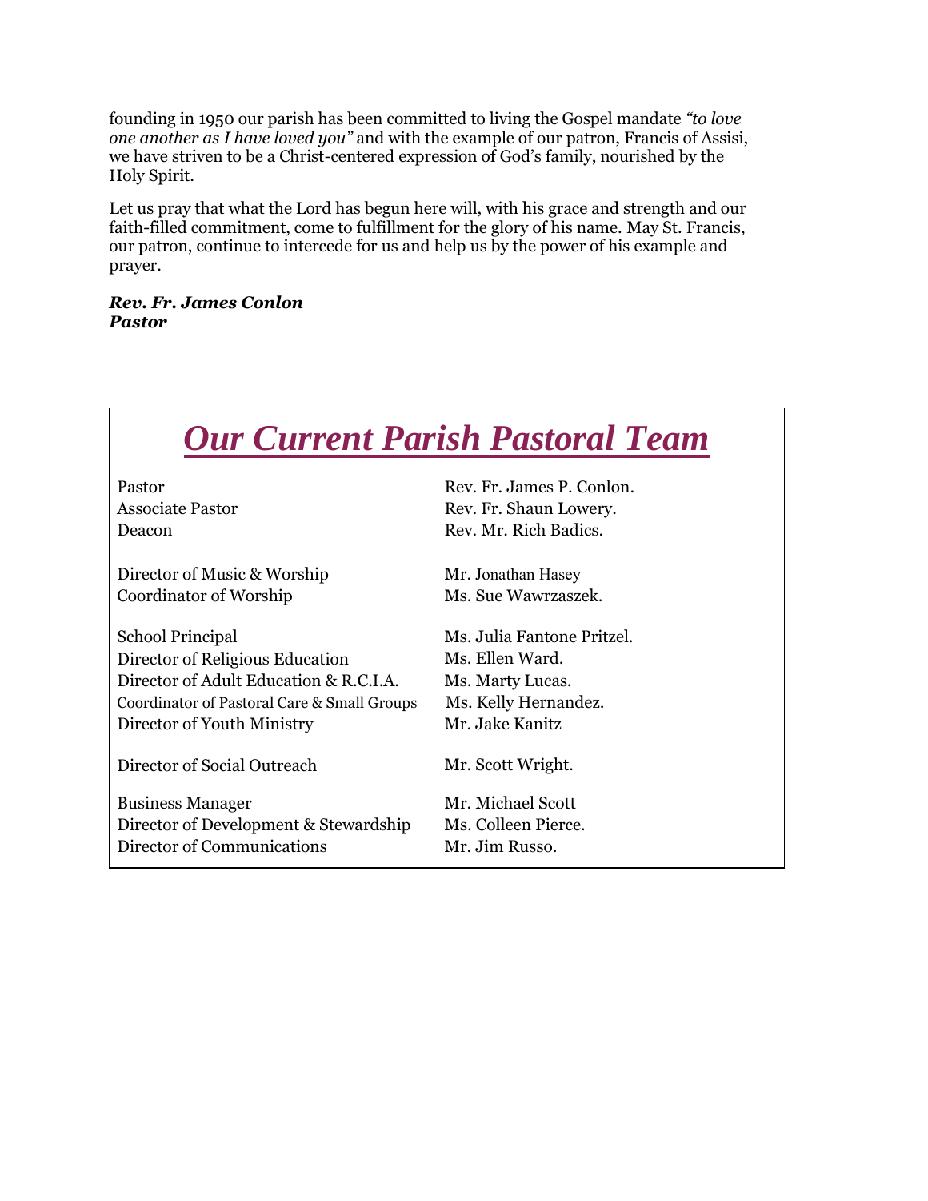founding in 1950 our parish has been committed to living the Gospel mandate *"to love one another as I have loved you"* and with the example of our patron, Francis of Assisi, we have striven to be a Christ-centered expression of God's family, nourished by the Holy Spirit.

Let us pray that what the Lord has begun here will, with his grace and strength and our faith-filled commitment, come to fulfillment for the glory of his name. May St. Francis, our patron, continue to intercede for us and help us by the power of his example and prayer.

***Rev. Fr. James Conlon***
***Pastor***

## *Our Current Parish Pastoral Team*

| | |
|---|---|
| Pastor | Rev. Fr. James P. Conlon. |
| Associate Pastor | Rev. Fr. Shaun Lowery. |
| Deacon | Rev. Mr. Rich Badics. |
| | |
| Director of Music & Worship | Mr. Jonathan Hasey |
| Coordinator of Worship | Ms. Sue Wawrzaszek. |
| | |
| School Principal | Ms. Julia Fantone Pritzel. |
| Director of Religious Education | Ms. Ellen Ward. |
| Director of Adult Education & R.C.I.A. | Ms. Marty Lucas. |
| Coordinator of Pastoral Care & Small Groups | Ms. Kelly Hernandez. |
| Director of Youth Ministry | Mr. Jake Kanitz |
| | |
| Director of Social Outreach | Mr. Scott Wright. |
| | |
| Business Manager | Mr. Michael Scott |
| Director of Development & Stewardship | Ms. Colleen Pierce. |
| Director of Communications | Mr. Jim Russo. |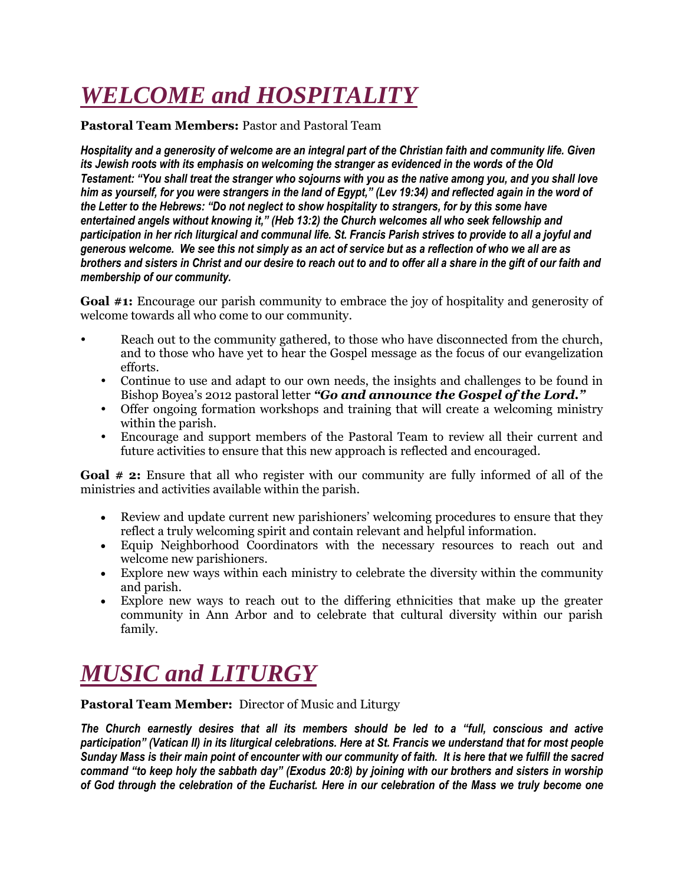# *WELCOME and HOSPITALITY*

**Pastoral Team Members:** Pastor and Pastoral Team

***Hospitality and a generosity of welcome are an integral part of the Christian faith and community life. Given its Jewish roots with its emphasis on welcoming the stranger as evidenced in the words of the Old Testament: "You shall treat the stranger who sojourns with you as the native among you, and you shall love him as yourself, for you were strangers in the land of Egypt," (Lev 19:34) and reflected again in the word of the Letter to the Hebrews: "Do not neglect to show hospitality to strangers, for by this some have entertained angels without knowing it," (Heb 13:2) the Church welcomes all who seek fellowship and participation in her rich liturgical and communal life. St. Francis Parish strives to provide to all a joyful and generous welcome. We see this not simply as an act of service but as a reflection of who we all are as brothers and sisters in Christ and our desire to reach out to and to offer all a share in the gift of our faith and membership of our community.***

**Goal #1:** Encourage our parish community to embrace the joy of hospitality and generosity of welcome towards all who come to our community.

- Reach out to the community gathered, to those who have disconnected from the church, and to those who have yet to hear the Gospel message as the focus of our evangelization efforts.
- Continue to use and adapt to our own needs, the insights and challenges to be found in Bishop Boyea's 2012 pastoral letter ***"Go and announce the Gospel of the Lord."***
- Offer ongoing formation workshops and training that will create a welcoming ministry within the parish.
- Encourage and support members of the Pastoral Team to review all their current and future activities to ensure that this new approach is reflected and encouraged.

**Goal # 2:** Ensure that all who register with our community are fully informed of all of the ministries and activities available within the parish.

- Review and update current new parishioners' welcoming procedures to ensure that they reflect a truly welcoming spirit and contain relevant and helpful information.
- Equip Neighborhood Coordinators with the necessary resources to reach out and welcome new parishioners.
- Explore new ways within each ministry to celebrate the diversity within the community and parish.
- Explore new ways to reach out to the differing ethnicities that make up the greater community in Ann Arbor and to celebrate that cultural diversity within our parish family.

# *MUSIC and LITURGY*

**Pastoral Team Member:** Director of Music and Liturgy

***The Church earnestly desires that all its members should be led to a "full, conscious and active participation" (Vatican II) in its liturgical celebrations. Here at St. Francis we understand that for most people Sunday Mass is their main point of encounter with our community of faith. It is here that we fulfill the sacred command "to keep holy the sabbath day" (Exodus 20:8) by joining with our brothers and sisters in worship of God through the celebration of the Eucharist. Here in our celebration of the Mass we truly become one***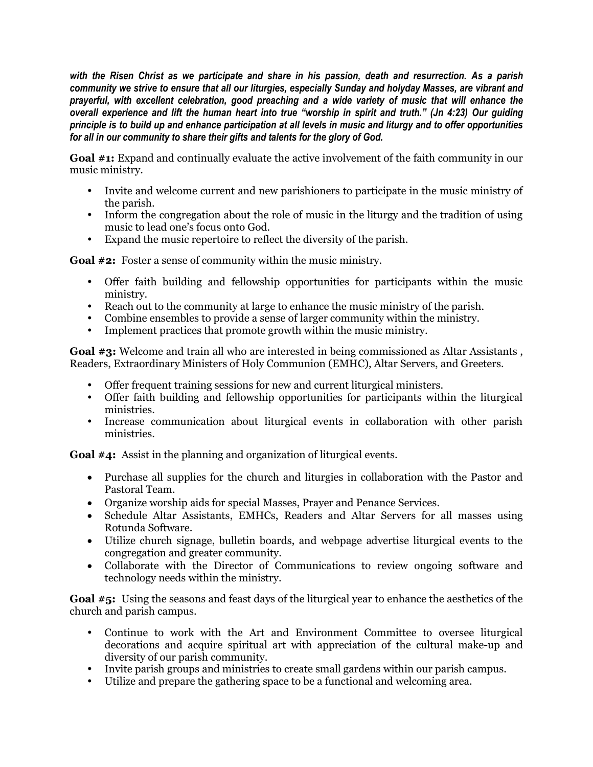***with the Risen Christ as we participate and share in his passion, death and resurrection. As a parish community we strive to ensure that all our liturgies, especially Sunday and holyday Masses, are vibrant and prayerful, with excellent celebration, good preaching and a wide variety of music that will enhance the overall experience and lift the human heart into true "worship in spirit and truth." (Jn 4:23) Our guiding principle is to build up and enhance participation at all levels in music and liturgy and to offer opportunities for all in our community to share their gifts and talents for the glory of God.***

**Goal #1:** Expand and continually evaluate the active involvement of the faith community in our music ministry.

- Invite and welcome current and new parishioners to participate in the music ministry of the parish.
- Inform the congregation about the role of music in the liturgy and the tradition of using music to lead one's focus onto God.
- Expand the music repertoire to reflect the diversity of the parish.

**Goal #2:** Foster a sense of community within the music ministry.

- Offer faith building and fellowship opportunities for participants within the music ministry.
- Reach out to the community at large to enhance the music ministry of the parish.
- Combine ensembles to provide a sense of larger community within the ministry.
- Implement practices that promote growth within the music ministry.

**Goal #3:** Welcome and train all who are interested in being commissioned as Altar Assistants , Readers, Extraordinary Ministers of Holy Communion (EMHC), Altar Servers, and Greeters.

- Offer frequent training sessions for new and current liturgical ministers.
- Offer faith building and fellowship opportunities for participants within the liturgical ministries.
- Increase communication about liturgical events in collaboration with other parish ministries.

**Goal #4:** Assist in the planning and organization of liturgical events.

- Purchase all supplies for the church and liturgies in collaboration with the Pastor and Pastoral Team.
- Organize worship aids for special Masses, Prayer and Penance Services.
- Schedule Altar Assistants, EMHCs, Readers and Altar Servers for all masses using Rotunda Software.
- Utilize church signage, bulletin boards, and webpage advertise liturgical events to the congregation and greater community.
- Collaborate with the Director of Communications to review ongoing software and technology needs within the ministry.

**Goal #5:** Using the seasons and feast days of the liturgical year to enhance the aesthetics of the church and parish campus.

- Continue to work with the Art and Environment Committee to oversee liturgical decorations and acquire spiritual art with appreciation of the cultural make-up and diversity of our parish community.
- Invite parish groups and ministries to create small gardens within our parish campus.
- Utilize and prepare the gathering space to be a functional and welcoming area.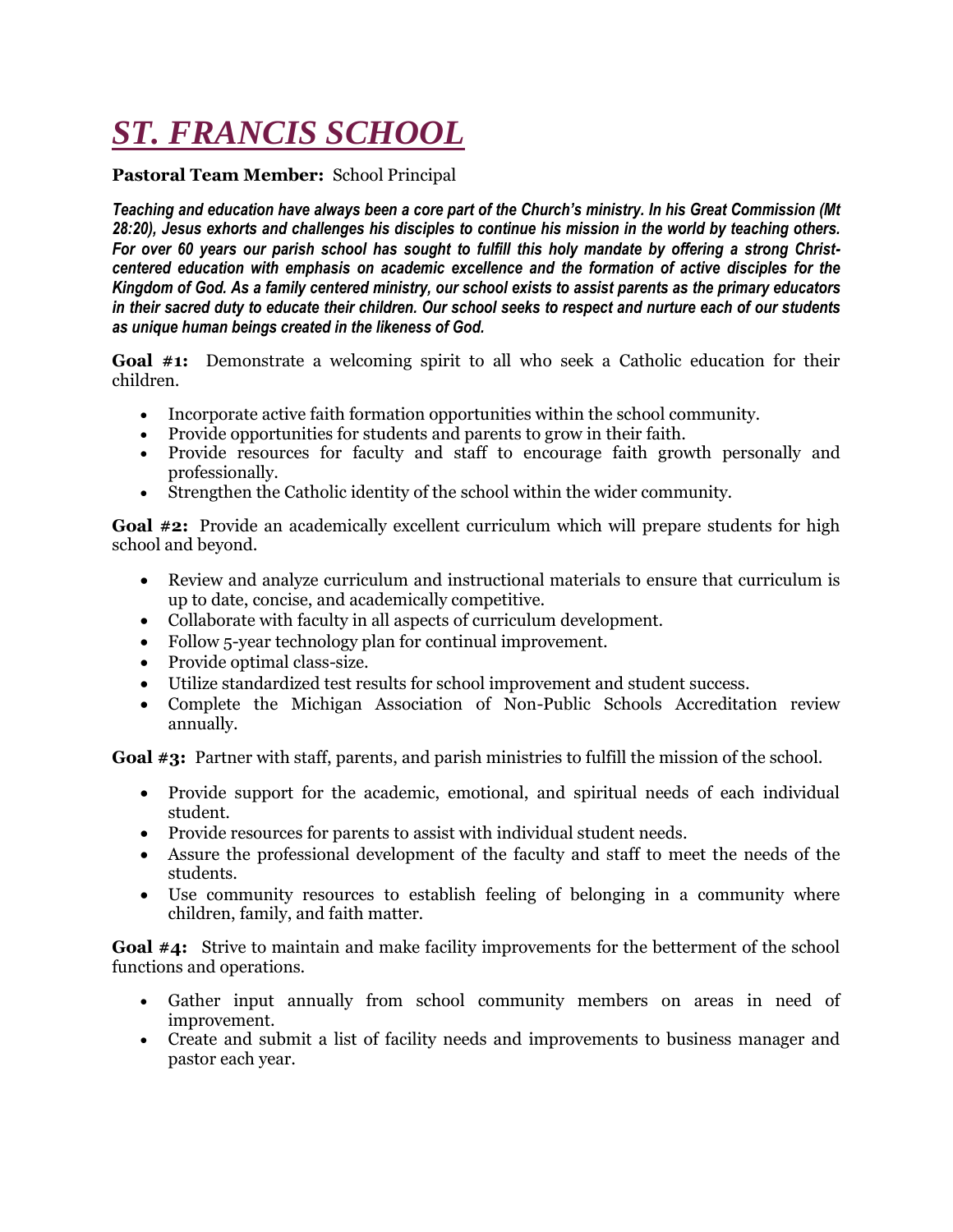# *ST. FRANCIS SCHOOL*

**Pastoral Team Member:** School Principal

***Teaching and education have always been a core part of the Church's ministry. In his Great Commission (Mt 28:20), Jesus exhorts and challenges his disciples to continue his mission in the world by teaching others. For over 60 years our parish school has sought to fulfill this holy mandate by offering a strong Christ-centered education with emphasis on academic excellence and the formation of active disciples for the Kingdom of God. As a family centered ministry, our school exists to assist parents as the primary educators in their sacred duty to educate their children. Our school seeks to respect and nurture each of our students as unique human beings created in the likeness of God.***

**Goal #1:** Demonstrate a welcoming spirit to all who seek a Catholic education for their children.

- Incorporate active faith formation opportunities within the school community.
- Provide opportunities for students and parents to grow in their faith.
- Provide resources for faculty and staff to encourage faith growth personally and professionally.
- Strengthen the Catholic identity of the school within the wider community.

**Goal #2:** Provide an academically excellent curriculum which will prepare students for high school and beyond.

- Review and analyze curriculum and instructional materials to ensure that curriculum is up to date, concise, and academically competitive.
- Collaborate with faculty in all aspects of curriculum development.
- Follow 5-year technology plan for continual improvement.
- Provide optimal class-size.
- Utilize standardized test results for school improvement and student success.
- Complete the Michigan Association of Non-Public Schools Accreditation review annually.

**Goal #3:** Partner with staff, parents, and parish ministries to fulfill the mission of the school.

- Provide support for the academic, emotional, and spiritual needs of each individual student.
- Provide resources for parents to assist with individual student needs.
- Assure the professional development of the faculty and staff to meet the needs of the students.
- Use community resources to establish feeling of belonging in a community where children, family, and faith matter.

**Goal #4:** Strive to maintain and make facility improvements for the betterment of the school functions and operations.

- Gather input annually from school community members on areas in need of improvement.
- Create and submit a list of facility needs and improvements to business manager and pastor each year.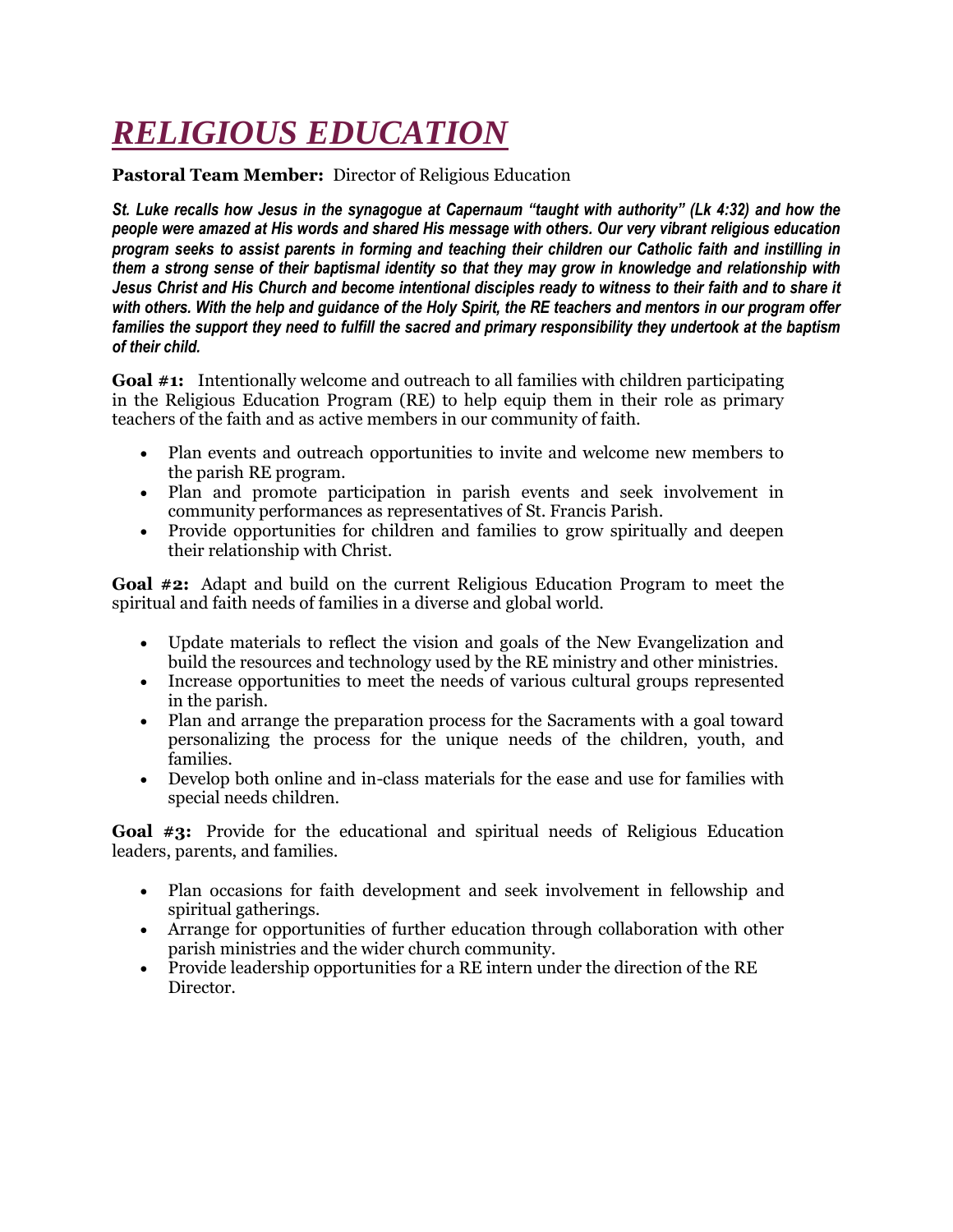# *RELIGIOUS EDUCATION*

**Pastoral Team Member:** Director of Religious Education

***St. Luke recalls how Jesus in the synagogue at Capernaum "taught with authority" (Lk 4:32) and how the people were amazed at His words and shared His message with others. Our very vibrant religious education program seeks to assist parents in forming and teaching their children our Catholic faith and instilling in them a strong sense of their baptismal identity so that they may grow in knowledge and relationship with Jesus Christ and His Church and become intentional disciples ready to witness to their faith and to share it with others. With the help and guidance of the Holy Spirit, the RE teachers and mentors in our program offer families the support they need to fulfill the sacred and primary responsibility they undertook at the baptism of their child.***

**Goal #1:** Intentionally welcome and outreach to all families with children participating in the Religious Education Program (RE) to help equip them in their role as primary teachers of the faith and as active members in our community of faith.

- Plan events and outreach opportunities to invite and welcome new members to the parish RE program.
- Plan and promote participation in parish events and seek involvement in community performances as representatives of St. Francis Parish.
- Provide opportunities for children and families to grow spiritually and deepen their relationship with Christ.

**Goal #2:** Adapt and build on the current Religious Education Program to meet the spiritual and faith needs of families in a diverse and global world.

- Update materials to reflect the vision and goals of the New Evangelization and build the resources and technology used by the RE ministry and other ministries.
- Increase opportunities to meet the needs of various cultural groups represented in the parish.
- Plan and arrange the preparation process for the Sacraments with a goal toward personalizing the process for the unique needs of the children, youth, and families.
- Develop both online and in-class materials for the ease and use for families with special needs children.

**Goal #3:** Provide for the educational and spiritual needs of Religious Education leaders, parents, and families.

- Plan occasions for faith development and seek involvement in fellowship and spiritual gatherings.
- Arrange for opportunities of further education through collaboration with other parish ministries and the wider church community.
- Provide leadership opportunities for a RE intern under the direction of the RE Director.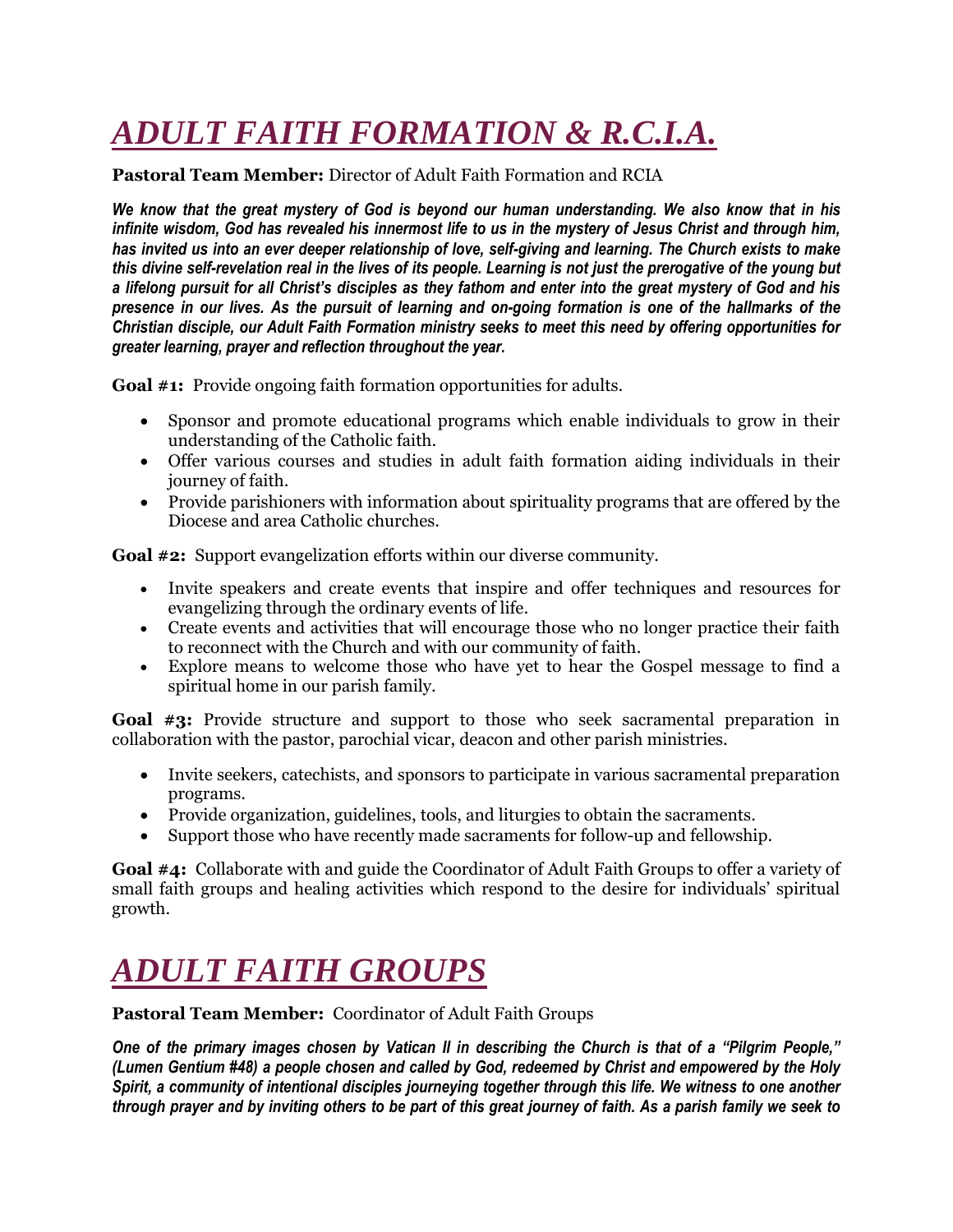# *ADULT FAITH FORMATION & R.C.I.A.*

**Pastoral Team Member:** Director of Adult Faith Formation and RCIA

***We know that the great mystery of God is beyond our human understanding. We also know that in his infinite wisdom, God has revealed his innermost life to us in the mystery of Jesus Christ and through him, has invited us into an ever deeper relationship of love, self-giving and learning. The Church exists to make this divine self-revelation real in the lives of its people. Learning is not just the prerogative of the young but a lifelong pursuit for all Christ's disciples as they fathom and enter into the great mystery of God and his presence in our lives. As the pursuit of learning and on-going formation is one of the hallmarks of the Christian disciple, our Adult Faith Formation ministry seeks to meet this need by offering opportunities for greater learning, prayer and reflection throughout the year.***

**Goal #1:** Provide ongoing faith formation opportunities for adults.

- Sponsor and promote educational programs which enable individuals to grow in their understanding of the Catholic faith.
- Offer various courses and studies in adult faith formation aiding individuals in their journey of faith.
- Provide parishioners with information about spirituality programs that are offered by the Diocese and area Catholic churches.

**Goal #2:** Support evangelization efforts within our diverse community.

- Invite speakers and create events that inspire and offer techniques and resources for evangelizing through the ordinary events of life.
- Create events and activities that will encourage those who no longer practice their faith to reconnect with the Church and with our community of faith.
- Explore means to welcome those who have yet to hear the Gospel message to find a spiritual home in our parish family.

**Goal #3:** Provide structure and support to those who seek sacramental preparation in collaboration with the pastor, parochial vicar, deacon and other parish ministries.

- Invite seekers, catechists, and sponsors to participate in various sacramental preparation programs.
- Provide organization, guidelines, tools, and liturgies to obtain the sacraments.
- Support those who have recently made sacraments for follow-up and fellowship.

**Goal #4:** Collaborate with and guide the Coordinator of Adult Faith Groups to offer a variety of small faith groups and healing activities which respond to the desire for individuals' spiritual growth.

# *ADULT FAITH GROUPS*

**Pastoral Team Member:** Coordinator of Adult Faith Groups

***One of the primary images chosen by Vatican II in describing the Church is that of a "Pilgrim People," (Lumen Gentium #48) a people chosen and called by God, redeemed by Christ and empowered by the Holy Spirit, a community of intentional disciples journeying together through this life. We witness to one another through prayer and by inviting others to be part of this great journey of faith. As a parish family we seek to***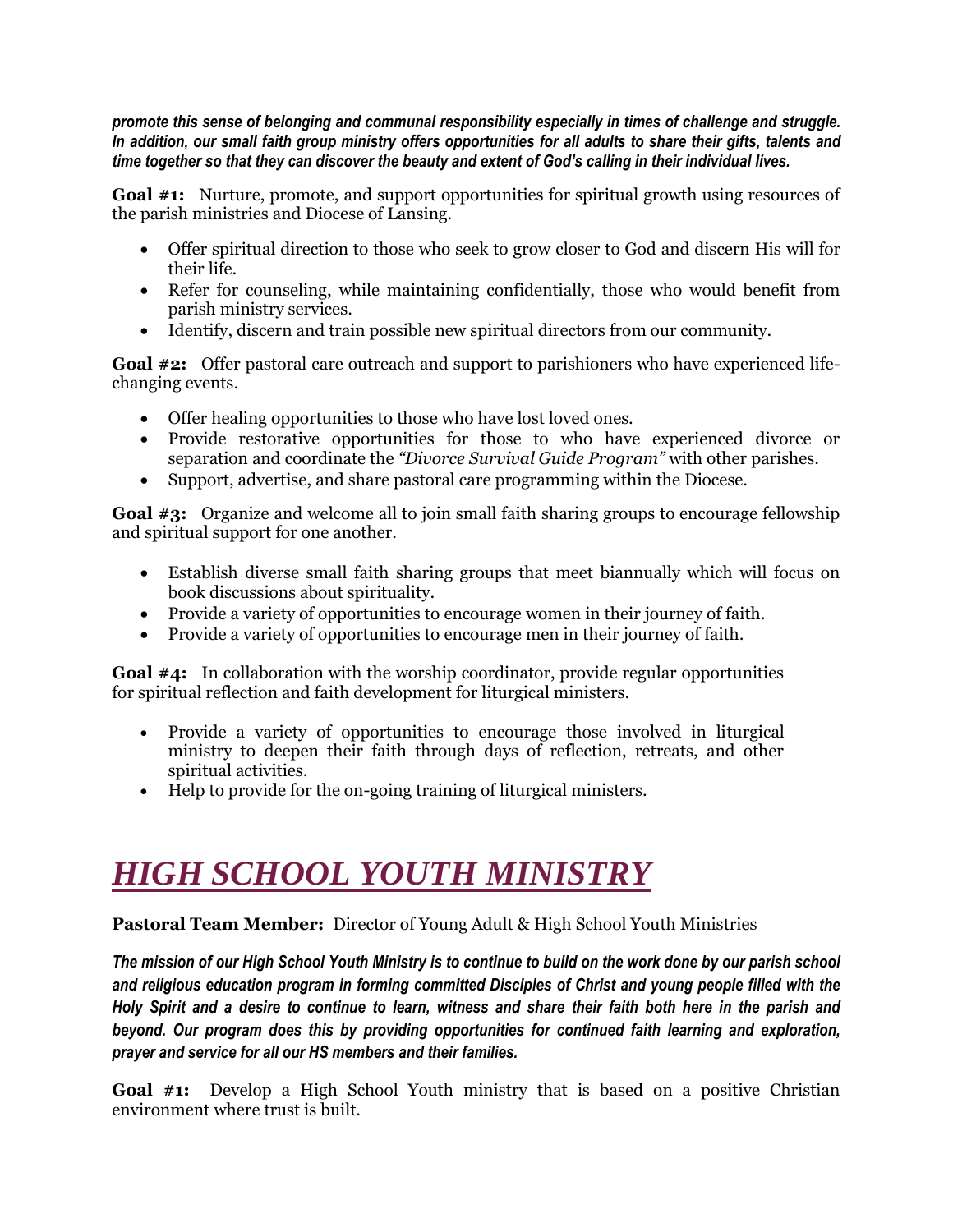***promote this sense of belonging and communal responsibility especially in times of challenge and struggle. In addition, our small faith group ministry offers opportunities for all adults to share their gifts, talents and time together so that they can discover the beauty and extent of God's calling in their individual lives.***

**Goal #1:** Nurture, promote, and support opportunities for spiritual growth using resources of the parish ministries and Diocese of Lansing.

- Offer spiritual direction to those who seek to grow closer to God and discern His will for their life.
- Refer for counseling, while maintaining confidentially, those who would benefit from parish ministry services.
- Identify, discern and train possible new spiritual directors from our community.

**Goal #2:** Offer pastoral care outreach and support to parishioners who have experienced life-changing events.

- Offer healing opportunities to those who have lost loved ones.
- Provide restorative opportunities for those to who have experienced divorce or separation and coordinate the *"Divorce Survival Guide Program"* with other parishes.
- Support, advertise, and share pastoral care programming within the Diocese.

**Goal #3:** Organize and welcome all to join small faith sharing groups to encourage fellowship and spiritual support for one another.

- Establish diverse small faith sharing groups that meet biannually which will focus on book discussions about spirituality.
- Provide a variety of opportunities to encourage women in their journey of faith.
- Provide a variety of opportunities to encourage men in their journey of faith.

**Goal #4:** In collaboration with the worship coordinator, provide regular opportunities for spiritual reflection and faith development for liturgical ministers.

- Provide a variety of opportunities to encourage those involved in liturgical ministry to deepen their faith through days of reflection, retreats, and other spiritual activities.
- Help to provide for the on-going training of liturgical ministers.

# *HIGH SCHOOL YOUTH MINISTRY*

**Pastoral Team Member:** Director of Young Adult & High School Youth Ministries

***The mission of our High School Youth Ministry is to continue to build on the work done by our parish school and religious education program in forming committed Disciples of Christ and young people filled with the Holy Spirit and a desire to continue to learn, witness and share their faith both here in the parish and beyond. Our program does this by providing opportunities for continued faith learning and exploration, prayer and service for all our HS members and their families.***

**Goal #1:** Develop a High School Youth ministry that is based on a positive Christian environment where trust is built.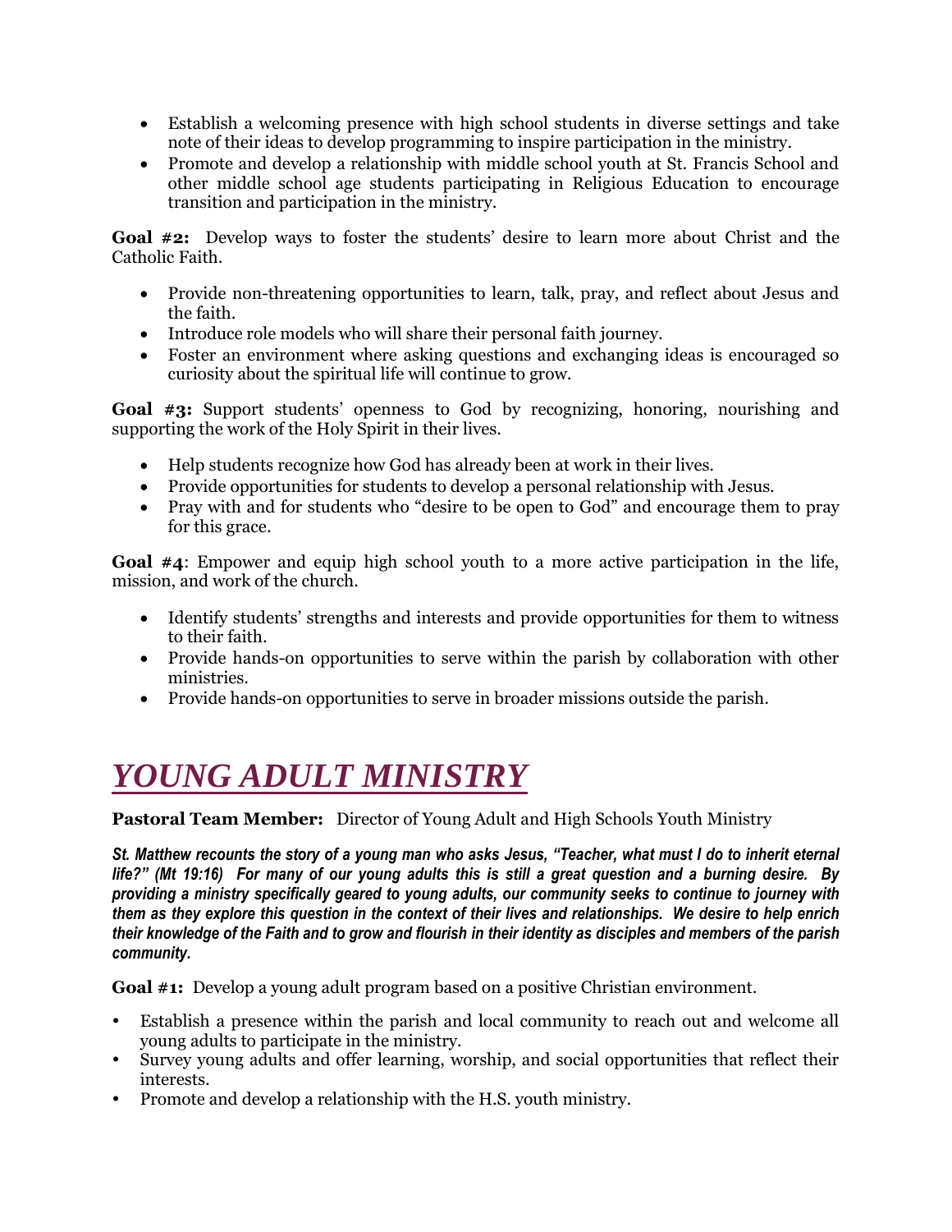- Establish a welcoming presence with high school students in diverse settings and take note of their ideas to develop programming to inspire participation in the ministry.
- Promote and develop a relationship with middle school youth at St. Francis School and other middle school age students participating in Religious Education to encourage transition and participation in the ministry.

**Goal #2:** Develop ways to foster the students' desire to learn more about Christ and the Catholic Faith.

- Provide non-threatening opportunities to learn, talk, pray, and reflect about Jesus and the faith.
- Introduce role models who will share their personal faith journey.
- Foster an environment where asking questions and exchanging ideas is encouraged so curiosity about the spiritual life will continue to grow.

**Goal #3:** Support students' openness to God by recognizing, honoring, nourishing and supporting the work of the Holy Spirit in their lives.

- Help students recognize how God has already been at work in their lives.
- Provide opportunities for students to develop a personal relationship with Jesus.
- Pray with and for students who "desire to be open to God" and encourage them to pray for this grace.

**Goal #4**: Empower and equip high school youth to a more active participation in the life, mission, and work of the church.

- Identify students' strengths and interests and provide opportunities for them to witness to their faith.
- Provide hands-on opportunities to serve within the parish by collaboration with other ministries.
- Provide hands-on opportunities to serve in broader missions outside the parish.

# *YOUNG ADULT MINISTRY*

**Pastoral Team Member:** Director of Young Adult and High Schools Youth Ministry

***St. Matthew recounts the story of a young man who asks Jesus, "Teacher, what must I do to inherit eternal life?" (Mt 19:16) For many of our young adults this is still a great question and a burning desire. By providing a ministry specifically geared to young adults, our community seeks to continue to journey with them as they explore this question in the context of their lives and relationships. We desire to help enrich their knowledge of the Faith and to grow and flourish in their identity as disciples and members of the parish community.***

**Goal #1:** Develop a young adult program based on a positive Christian environment.

- Establish a presence within the parish and local community to reach out and welcome all young adults to participate in the ministry.
- Survey young adults and offer learning, worship, and social opportunities that reflect their interests.
- Promote and develop a relationship with the H.S. youth ministry.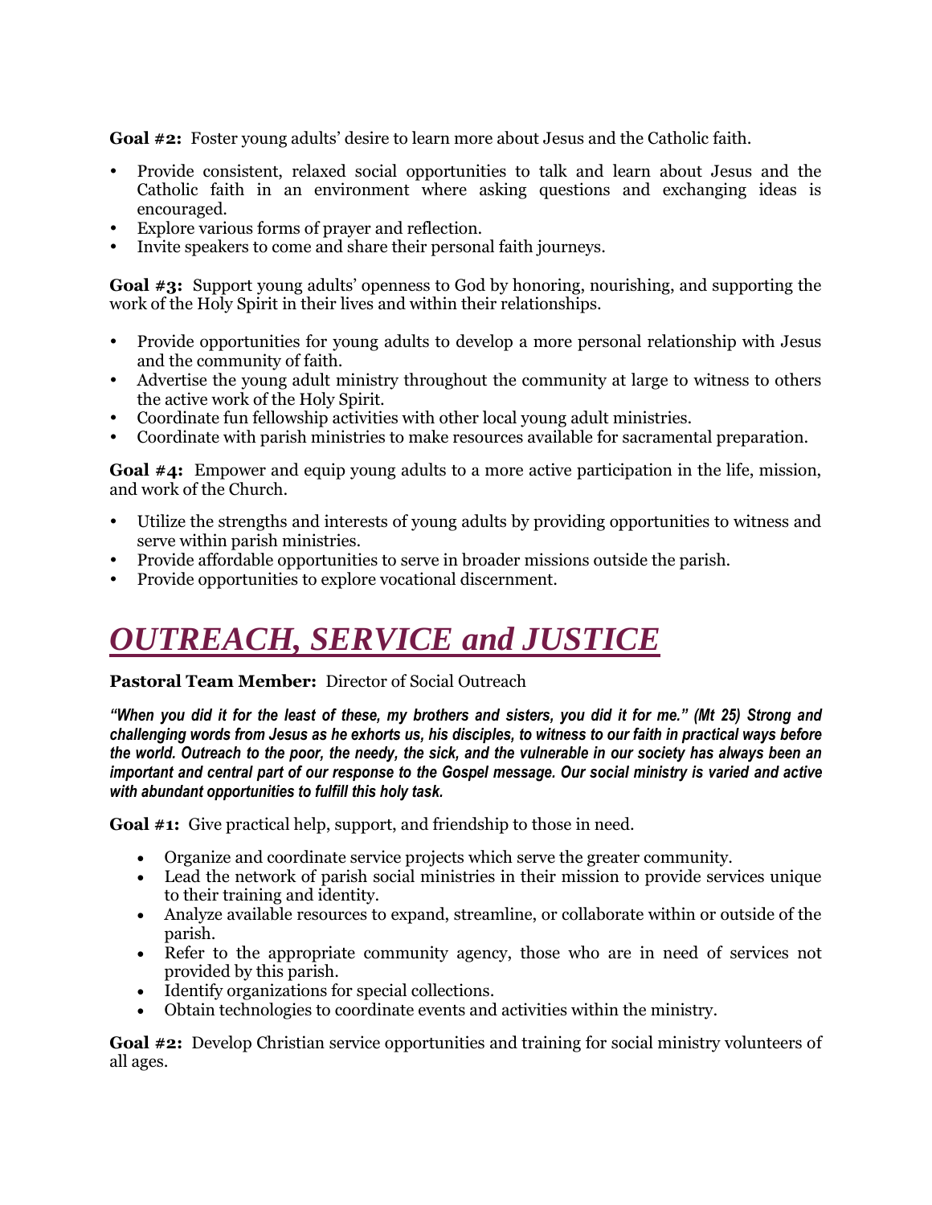**Goal #2:** Foster young adults' desire to learn more about Jesus and the Catholic faith.

- Provide consistent, relaxed social opportunities to talk and learn about Jesus and the Catholic faith in an environment where asking questions and exchanging ideas is encouraged.
- Explore various forms of prayer and reflection.
- Invite speakers to come and share their personal faith journeys.

**Goal #3:** Support young adults' openness to God by honoring, nourishing, and supporting the work of the Holy Spirit in their lives and within their relationships.

- Provide opportunities for young adults to develop a more personal relationship with Jesus and the community of faith.
- Advertise the young adult ministry throughout the community at large to witness to others the active work of the Holy Spirit.
- Coordinate fun fellowship activities with other local young adult ministries.
- Coordinate with parish ministries to make resources available for sacramental preparation.

**Goal #4:** Empower and equip young adults to a more active participation in the life, mission, and work of the Church.

- Utilize the strengths and interests of young adults by providing opportunities to witness and serve within parish ministries.
- Provide affordable opportunities to serve in broader missions outside the parish.
- Provide opportunities to explore vocational discernment.

# *OUTREACH, SERVICE and JUSTICE*

**Pastoral Team Member:** Director of Social Outreach

***"When you did it for the least of these, my brothers and sisters, you did it for me." (Mt 25) Strong and challenging words from Jesus as he exhorts us, his disciples, to witness to our faith in practical ways before the world. Outreach to the poor, the needy, the sick, and the vulnerable in our society has always been an important and central part of our response to the Gospel message. Our social ministry is varied and active with abundant opportunities to fulfill this holy task.***

**Goal #1:** Give practical help, support, and friendship to those in need.

- Organize and coordinate service projects which serve the greater community.
- Lead the network of parish social ministries in their mission to provide services unique to their training and identity.
- Analyze available resources to expand, streamline, or collaborate within or outside of the parish.
- Refer to the appropriate community agency, those who are in need of services not provided by this parish.
- Identify organizations for special collections.
- Obtain technologies to coordinate events and activities within the ministry.

**Goal #2:** Develop Christian service opportunities and training for social ministry volunteers of all ages.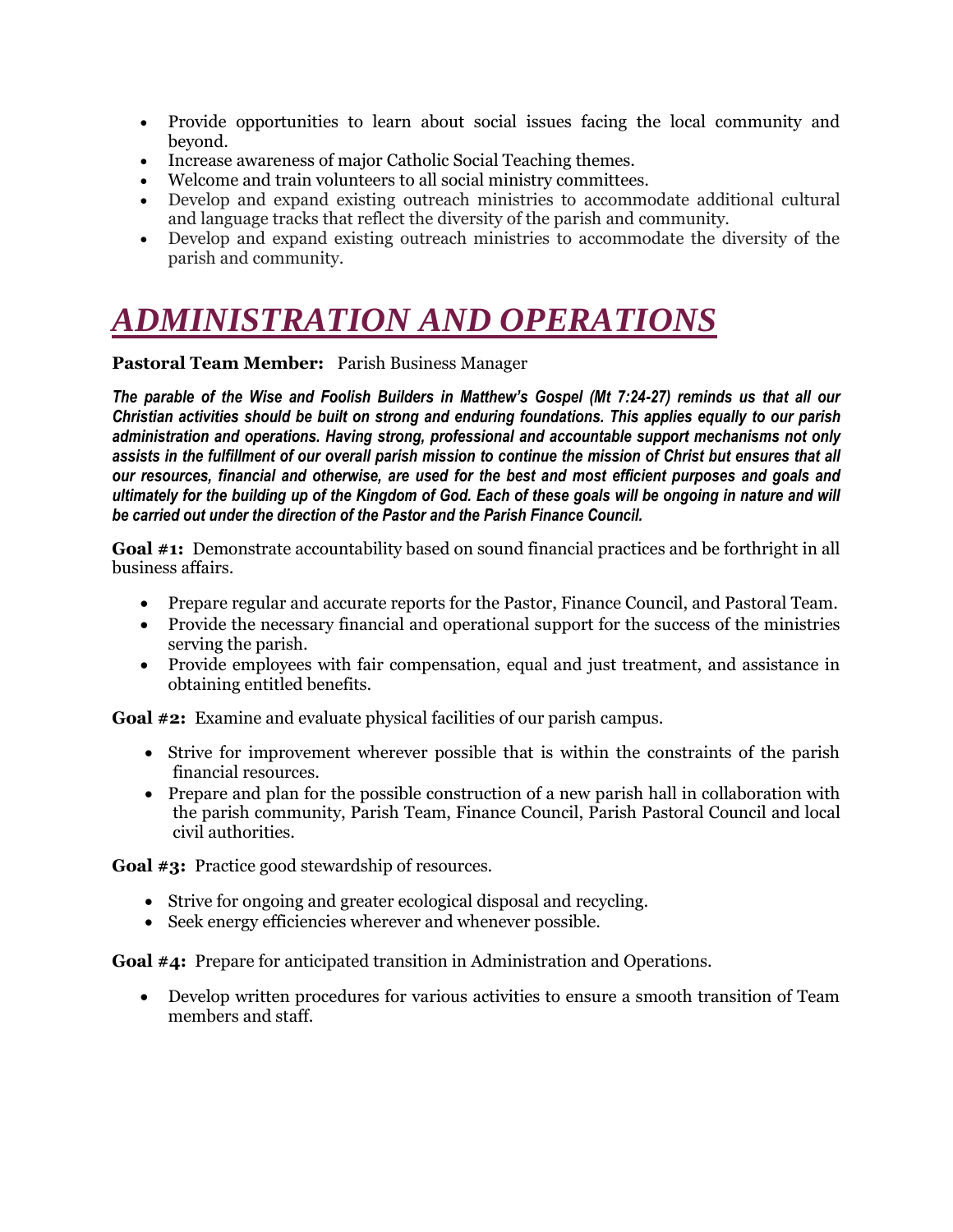- Provide opportunities to learn about social issues facing the local community and beyond.
- Increase awareness of major Catholic Social Teaching themes.
- Welcome and train volunteers to all social ministry committees.
- Develop and expand existing outreach ministries to accommodate additional cultural and language tracks that reflect the diversity of the parish and community.
- Develop and expand existing outreach ministries to accommodate the diversity of the parish and community.

# ADMINISTRATION AND OPERATIONS

**Pastoral Team Member:** Parish Business Manager

***The parable of the Wise and Foolish Builders in Matthew's Gospel (Mt 7:24-27) reminds us that all our Christian activities should be built on strong and enduring foundations. This applies equally to our parish administration and operations. Having strong, professional and accountable support mechanisms not only assists in the fulfillment of our overall parish mission to continue the mission of Christ but ensures that all our resources, financial and otherwise, are used for the best and most efficient purposes and goals and ultimately for the building up of the Kingdom of God. Each of these goals will be ongoing in nature and will be carried out under the direction of the Pastor and the Parish Finance Council.***

**Goal #1:** Demonstrate accountability based on sound financial practices and be forthright in all business affairs.

- Prepare regular and accurate reports for the Pastor, Finance Council, and Pastoral Team.
- Provide the necessary financial and operational support for the success of the ministries serving the parish.
- Provide employees with fair compensation, equal and just treatment, and assistance in obtaining entitled benefits.

**Goal #2:** Examine and evaluate physical facilities of our parish campus.

- Strive for improvement wherever possible that is within the constraints of the parish financial resources.
- Prepare and plan for the possible construction of a new parish hall in collaboration with the parish community, Parish Team, Finance Council, Parish Pastoral Council and local civil authorities.

**Goal #3:** Practice good stewardship of resources.

- Strive for ongoing and greater ecological disposal and recycling.
- Seek energy efficiencies wherever and whenever possible.

**Goal #4:** Prepare for anticipated transition in Administration and Operations.

- Develop written procedures for various activities to ensure a smooth transition of Team members and staff.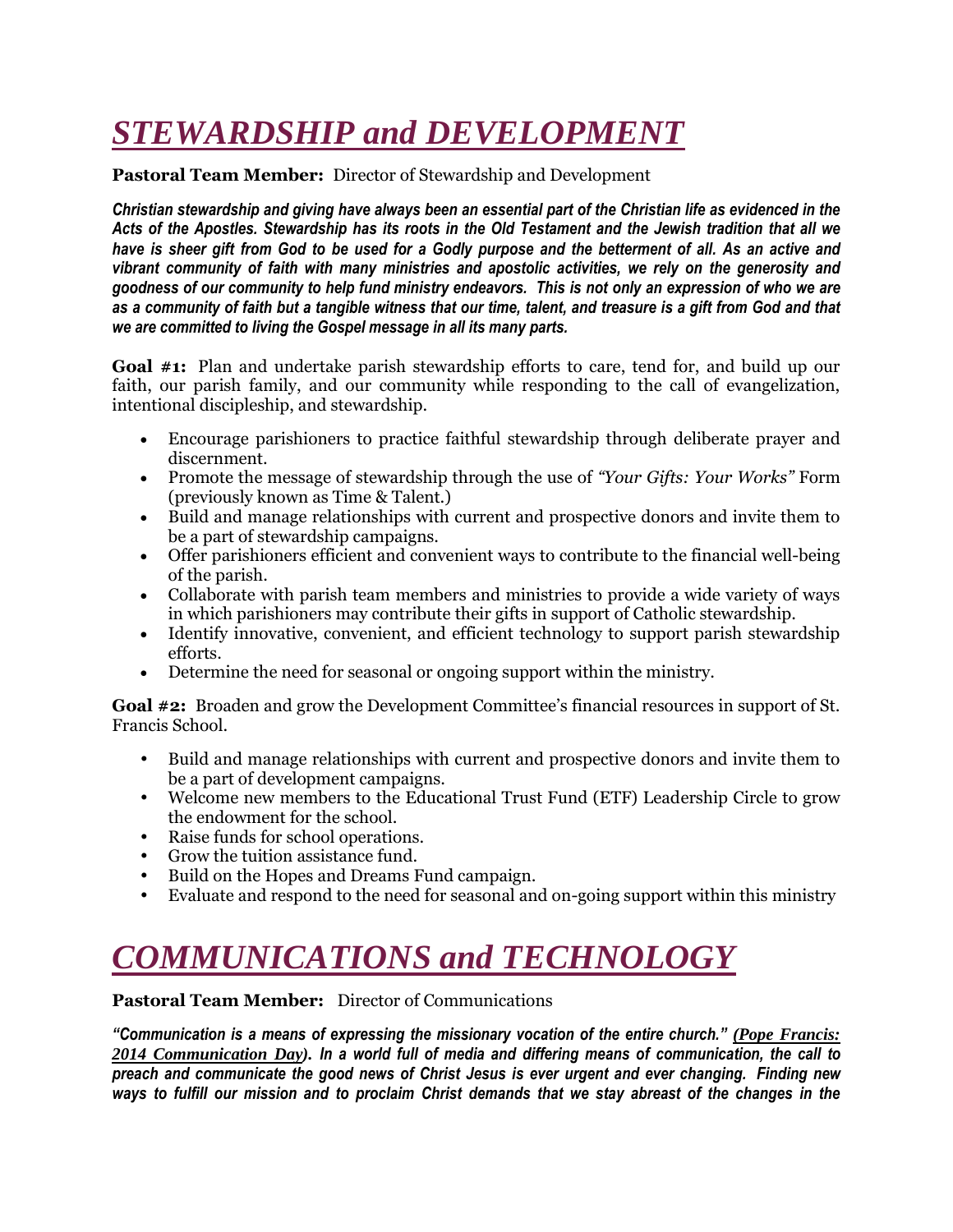# ***STEWARDSHIP and DEVELOPMENT***

**Pastoral Team Member:** Director of Stewardship and Development

***Christian stewardship and giving have always been an essential part of the Christian life as evidenced in the Acts of the Apostles. Stewardship has its roots in the Old Testament and the Jewish tradition that all we have is sheer gift from God to be used for a Godly purpose and the betterment of all. As an active and vibrant community of faith with many ministries and apostolic activities, we rely on the generosity and goodness of our community to help fund ministry endeavors. This is not only an expression of who we are as a community of faith but a tangible witness that our time, talent, and treasure is a gift from God and that we are committed to living the Gospel message in all its many parts.***

**Goal #1:** Plan and undertake parish stewardship efforts to care, tend for, and build up our faith, our parish family, and our community while responding to the call of evangelization, intentional discipleship, and stewardship.

- Encourage parishioners to practice faithful stewardship through deliberate prayer and discernment.
- Promote the message of stewardship through the use of *"Your Gifts: Your Works"* Form (previously known as Time & Talent.)
- Build and manage relationships with current and prospective donors and invite them to be a part of stewardship campaigns.
- Offer parishioners efficient and convenient ways to contribute to the financial well-being of the parish.
- Collaborate with parish team members and ministries to provide a wide variety of ways in which parishioners may contribute their gifts in support of Catholic stewardship.
- Identify innovative, convenient, and efficient technology to support parish stewardship efforts.
- Determine the need for seasonal or ongoing support within the ministry.

**Goal #2:** Broaden and grow the Development Committee's financial resources in support of St. Francis School.

- Build and manage relationships with current and prospective donors and invite them to be a part of development campaigns.
- Welcome new members to the Educational Trust Fund (ETF) Leadership Circle to grow the endowment for the school.
- Raise funds for school operations.
- Grow the tuition assistance fund.
- Build on the Hopes and Dreams Fund campaign.
- Evaluate and respond to the need for seasonal and on-going support within this ministry

# ***COMMUNICATIONS and TECHNOLOGY***

**Pastoral Team Member:** Director of Communications

***"Communication is a means of expressing the missionary vocation of the entire church." (Pope Francis: 2014 Communication Day). In a world full of media and differing means of communication, the call to preach and communicate the good news of Christ Jesus is ever urgent and ever changing. Finding new ways to fulfill our mission and to proclaim Christ demands that we stay abreast of the changes in the***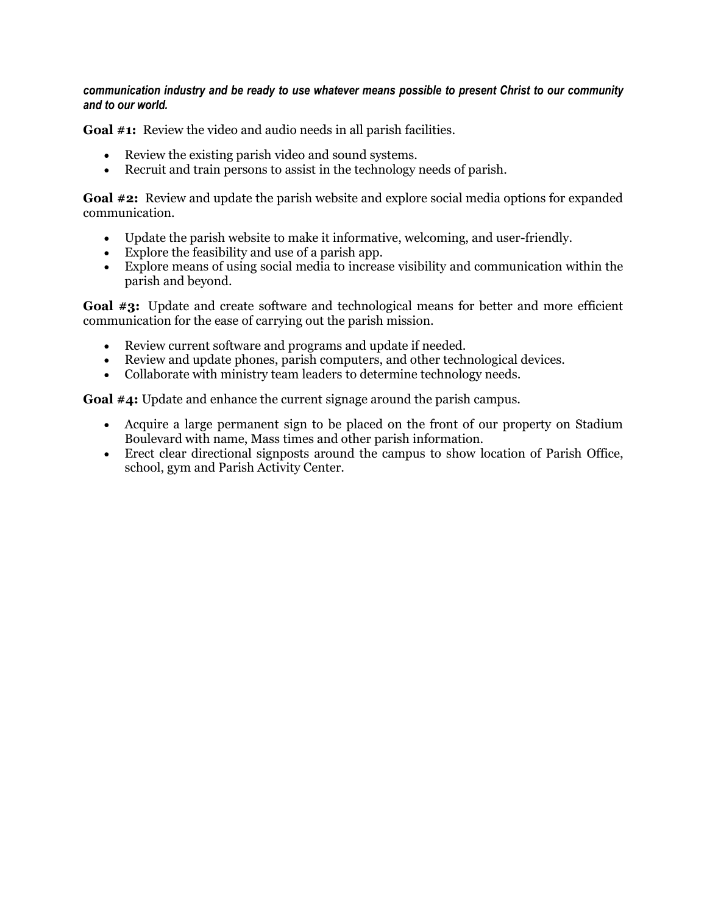***communication industry and be ready to use whatever means possible to present Christ to our community and to our world.***

**Goal #1:** Review the video and audio needs in all parish facilities.

- Review the existing parish video and sound systems.
- Recruit and train persons to assist in the technology needs of parish.

**Goal #2:** Review and update the parish website and explore social media options for expanded communication.

- Update the parish website to make it informative, welcoming, and user-friendly.
- Explore the feasibility and use of a parish app.
- Explore means of using social media to increase visibility and communication within the parish and beyond.

**Goal #3:** Update and create software and technological means for better and more efficient communication for the ease of carrying out the parish mission.

- Review current software and programs and update if needed.
- Review and update phones, parish computers, and other technological devices.
- Collaborate with ministry team leaders to determine technology needs.

**Goal #4:** Update and enhance the current signage around the parish campus.

- Acquire a large permanent sign to be placed on the front of our property on Stadium Boulevard with name, Mass times and other parish information.
- Erect clear directional signposts around the campus to show location of Parish Office, school, gym and Parish Activity Center.